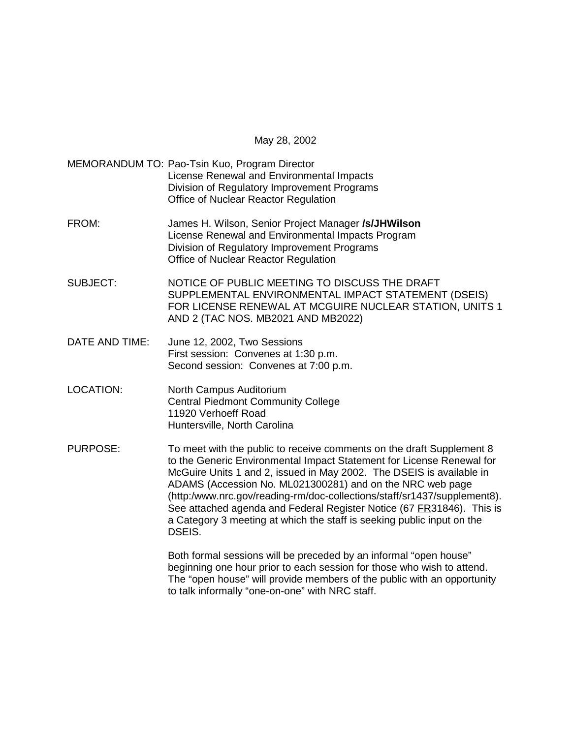May 28, 2002

MEMORANDUM TO: Pao-Tsin Kuo, Program Director
License Renewal and Environmental Impacts
Division of Regulatory Improvement Programs
Office of Nuclear Reactor Regulation

FROM: James H. Wilson, Senior Project Manager **/s/JHWilson**
License Renewal and Environmental Impacts Program
Division of Regulatory Improvement Programs
Office of Nuclear Reactor Regulation

SUBJECT: NOTICE OF PUBLIC MEETING TO DISCUSS THE DRAFT SUPPLEMENTAL ENVIRONMENTAL IMPACT STATEMENT (DSEIS) FOR LICENSE RENEWAL AT MCGUIRE NUCLEAR STATION, UNITS 1 AND 2 (TAC NOS. MB2021 AND MB2022)

DATE AND TIME: June 12, 2002, Two Sessions
First session: Convenes at 1:30 p.m.
Second session: Convenes at 7:00 p.m.

LOCATION: North Campus Auditorium
Central Piedmont Community College
11920 Verhoeff Road
Huntersville, North Carolina

PURPOSE: To meet with the public to receive comments on the draft Supplement 8 to the Generic Environmental Impact Statement for License Renewal for McGuire Units 1 and 2, issued in May 2002. The DSEIS is available in ADAMS (Accession No. ML021300281) and on the NRC web page (http:/www.nrc.gov/reading-rm/doc-collections/staff/sr1437/supplement8). See attached agenda and Federal Register Notice (67 FR31846). This is a Category 3 meeting at which the staff is seeking public input on the DSEIS.

Both formal sessions will be preceded by an informal "open house" beginning one hour prior to each session for those who wish to attend. The "open house" will provide members of the public with an opportunity to talk informally "one-on-one" with NRC staff.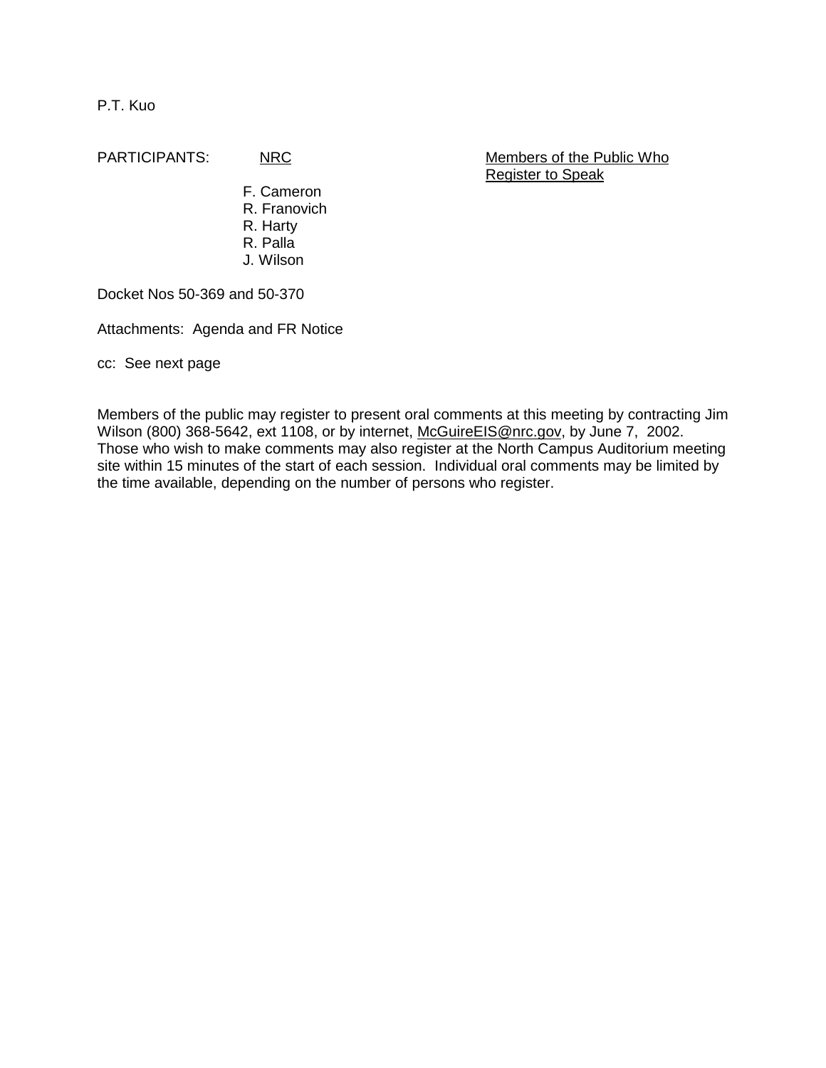P.T. Kuo

PARTICIPANTS:

| NRC | Members of the Public Who Register to Speak |
|---|---|
| F. Cameron | |
| R. Franovich | |
| R. Harty | |
| R. Palla | |
| J. Wilson | |

Docket Nos 50-369 and 50-370

Attachments: Agenda and FR Notice

cc: See next page

Members of the public may register to present oral comments at this meeting by contracting Jim Wilson (800) 368-5642, ext 1108, or by internet, McGuireEIS@nrc.gov, by June 7, 2002. Those who wish to make comments may also register at the North Campus Auditorium meeting site within 15 minutes of the start of each session. Individual oral comments may be limited by the time available, depending on the number of persons who register.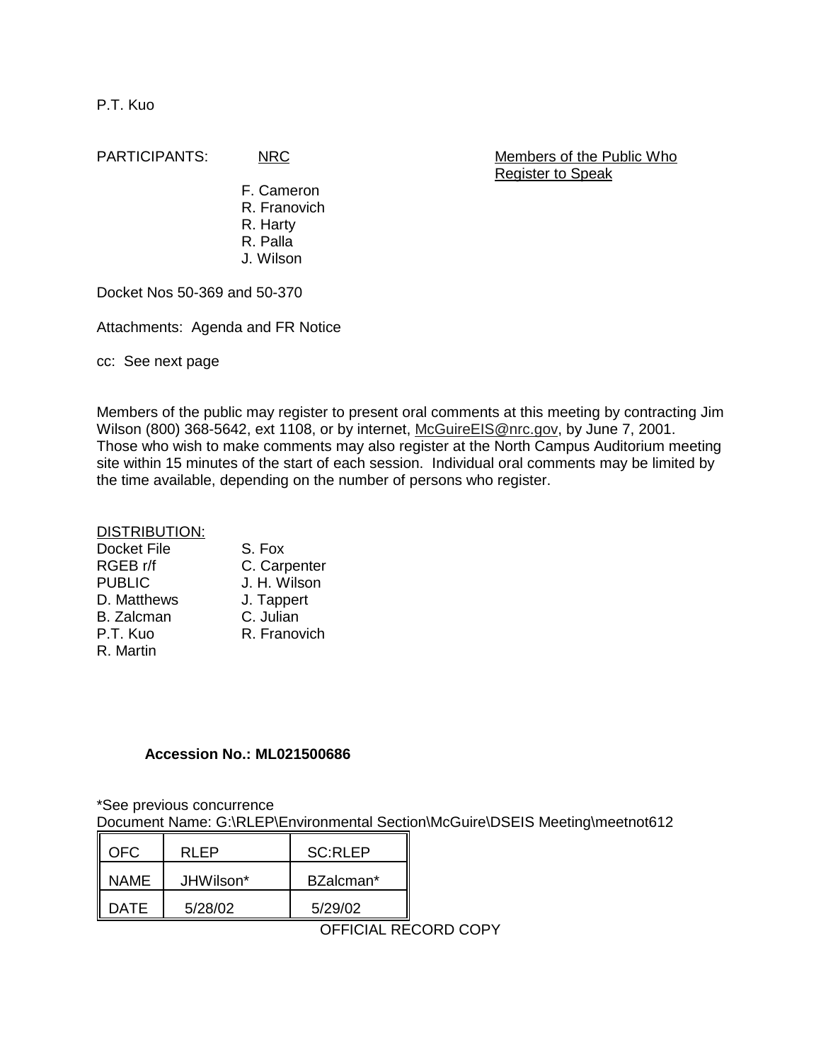P.T. Kuo

PARTICIPANTS:

NRC

F. Cameron
R. Franovich
R. Harty
R. Palla
J. Wilson

Members of the Public Who Register to Speak

Docket Nos 50-369 and 50-370

Attachments: Agenda and FR Notice

cc: See next page

Members of the public may register to present oral comments at this meeting by contracting Jim Wilson (800) 368-5642, ext 1108, or by internet, McGuireEIS@nrc.gov, by June 7, 2001. Those who wish to make comments may also register at the North Campus Auditorium meeting site within 15 minutes of the start of each session. Individual oral comments may be limited by the time available, depending on the number of persons who register.

DISTRIBUTION:

Docket File
RGEB r/f
PUBLIC
D. Matthews
B. Zalcman
P.T. Kuo
R. Martin
S. Fox
C. Carpenter
J. H. Wilson
J. Tappert
C. Julian
R. Franovich

**Accession No.: ML021500686**

*See previous concurrence
Document Name: G:\RLEP\Environmental Section\McGuire\DSEIS Meeting\meetnot612

| OFC | RLEP | SC:RLEP |
|---|---|---|
| NAME | JHWilson* | BZalcman* |
| DATE | 5/28/02 | 5/29/02 |

OFFICIAL RECORD COPY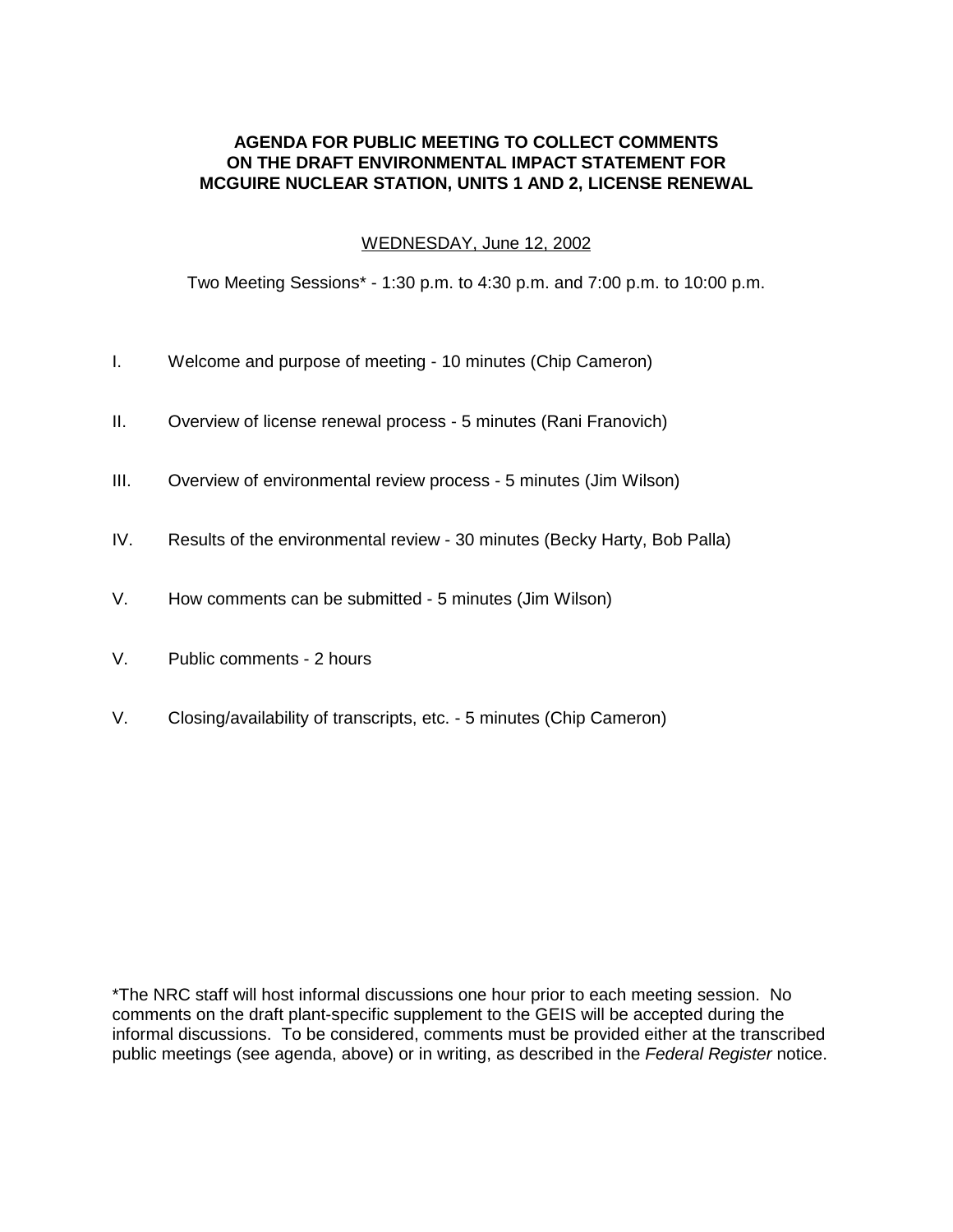**AGENDA FOR PUBLIC MEETING TO COLLECT COMMENTS ON THE DRAFT ENVIRONMENTAL IMPACT STATEMENT FOR MCGUIRE NUCLEAR STATION, UNITS 1 AND 2, LICENSE RENEWAL**

<u>WEDNESDAY, June 12, 2002</u>

Two Meeting Sessions* - 1:30 p.m. to 4:30 p.m. and 7:00 p.m. to 10:00 p.m.

I. Welcome and purpose of meeting - 10 minutes (Chip Cameron)

II. Overview of license renewal process - 5 minutes (Rani Franovich)

III. Overview of environmental review process - 5 minutes (Jim Wilson)

IV. Results of the environmental review - 30 minutes (Becky Harty, Bob Palla)

V. How comments can be submitted - 5 minutes (Jim Wilson)

V. Public comments - 2 hours

V. Closing/availability of transcripts, etc. - 5 minutes (Chip Cameron)

*The NRC staff will host informal discussions one hour prior to each meeting session. No comments on the draft plant-specific supplement to the GEIS will be accepted during the informal discussions. To be considered, comments must be provided either at the transcribed public meetings (see agenda, above) or in writing, as described in the *Federal Register* notice.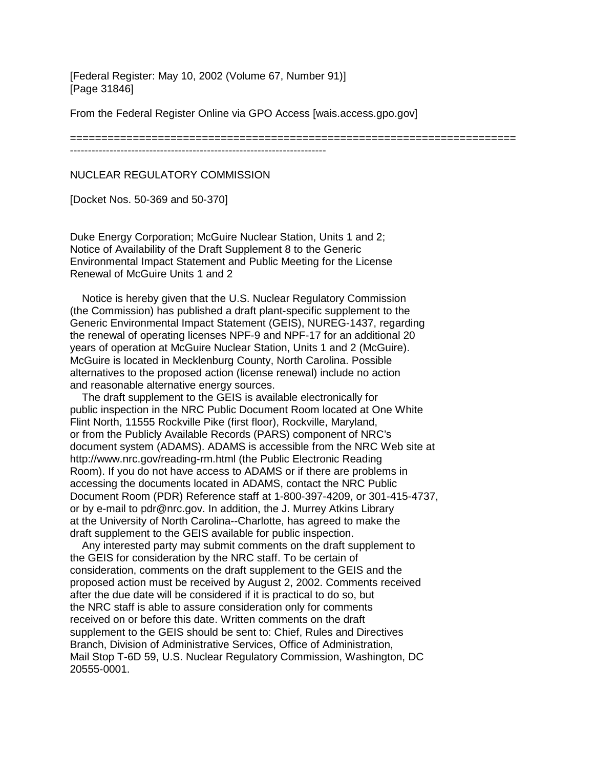[Federal Register: May 10, 2002 (Volume 67, Number 91)]
[Page 31846]

From the Federal Register Online via GPO Access [wais.access.gpo.gov]

=======================================================================
-----------------------------------------------------------------------

NUCLEAR REGULATORY COMMISSION

[Docket Nos. 50-369 and 50-370]

Duke Energy Corporation; McGuire Nuclear Station, Units 1 and 2; Notice of Availability of the Draft Supplement 8 to the Generic Environmental Impact Statement and Public Meeting for the License Renewal of McGuire Units 1 and 2

Notice is hereby given that the U.S. Nuclear Regulatory Commission (the Commission) has published a draft plant-specific supplement to the Generic Environmental Impact Statement (GEIS), NUREG-1437, regarding the renewal of operating licenses NPF-9 and NPF-17 for an additional 20 years of operation at McGuire Nuclear Station, Units 1 and 2 (McGuire). McGuire is located in Mecklenburg County, North Carolina. Possible alternatives to the proposed action (license renewal) include no action and reasonable alternative energy sources.

The draft supplement to the GEIS is available electronically for public inspection in the NRC Public Document Room located at One White Flint North, 11555 Rockville Pike (first floor), Rockville, Maryland, or from the Publicly Available Records (PARS) component of NRC's document system (ADAMS). ADAMS is accessible from the NRC Web site at http://www.nrc.gov/reading-rm.html (the Public Electronic Reading Room). If you do not have access to ADAMS or if there are problems in accessing the documents located in ADAMS, contact the NRC Public Document Room (PDR) Reference staff at 1-800-397-4209, or 301-415-4737, or by e-mail to pdr@nrc.gov. In addition, the J. Murrey Atkins Library at the University of North Carolina--Charlotte, has agreed to make the draft supplement to the GEIS available for public inspection.

Any interested party may submit comments on the draft supplement to the GEIS for consideration by the NRC staff. To be certain of consideration, comments on the draft supplement to the GEIS and the proposed action must be received by August 2, 2002. Comments received after the due date will be considered if it is practical to do so, but the NRC staff is able to assure consideration only for comments received on or before this date. Written comments on the draft supplement to the GEIS should be sent to: Chief, Rules and Directives Branch, Division of Administrative Services, Office of Administration, Mail Stop T-6D 59, U.S. Nuclear Regulatory Commission, Washington, DC 20555-0001.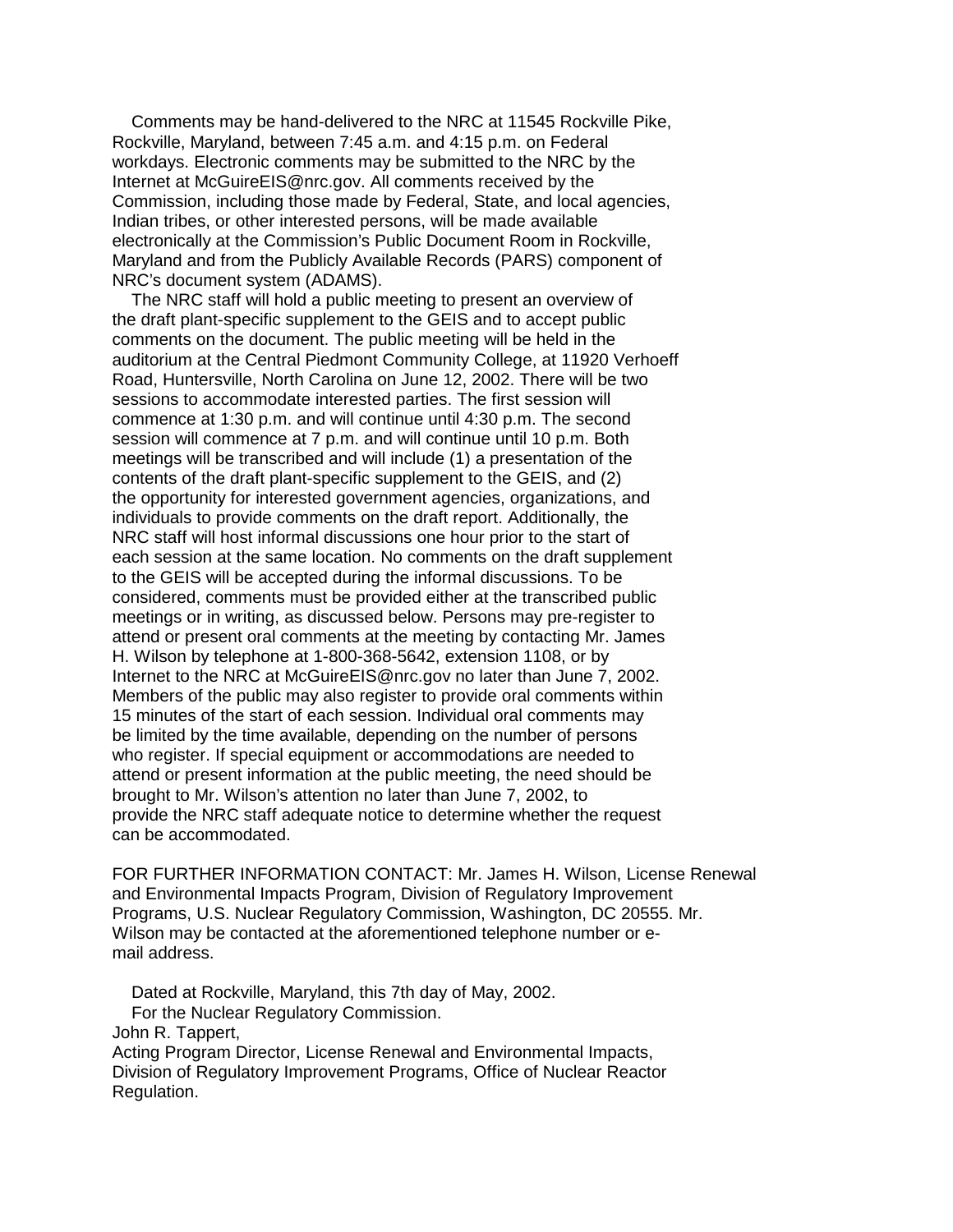Comments may be hand-delivered to the NRC at 11545 Rockville Pike, Rockville, Maryland, between 7:45 a.m. and 4:15 p.m. on Federal workdays. Electronic comments may be submitted to the NRC by the Internet at McGuireEIS@nrc.gov. All comments received by the Commission, including those made by Federal, State, and local agencies, Indian tribes, or other interested persons, will be made available electronically at the Commission's Public Document Room in Rockville, Maryland and from the Publicly Available Records (PARS) component of NRC's document system (ADAMS).

The NRC staff will hold a public meeting to present an overview of the draft plant-specific supplement to the GEIS and to accept public comments on the document. The public meeting will be held in the auditorium at the Central Piedmont Community College, at 11920 Verhoeff Road, Huntersville, North Carolina on June 12, 2002. There will be two sessions to accommodate interested parties. The first session will commence at 1:30 p.m. and will continue until 4:30 p.m. The second session will commence at 7 p.m. and will continue until 10 p.m. Both meetings will be transcribed and will include (1) a presentation of the contents of the draft plant-specific supplement to the GEIS, and (2) the opportunity for interested government agencies, organizations, and individuals to provide comments on the draft report. Additionally, the NRC staff will host informal discussions one hour prior to the start of each session at the same location. No comments on the draft supplement to the GEIS will be accepted during the informal discussions. To be considered, comments must be provided either at the transcribed public meetings or in writing, as discussed below. Persons may pre-register to attend or present oral comments at the meeting by contacting Mr. James H. Wilson by telephone at 1-800-368-5642, extension 1108, or by Internet to the NRC at McGuireEIS@nrc.gov no later than June 7, 2002. Members of the public may also register to provide oral comments within 15 minutes of the start of each session. Individual oral comments may be limited by the time available, depending on the number of persons who register. If special equipment or accommodations are needed to attend or present information at the public meeting, the need should be brought to Mr. Wilson's attention no later than June 7, 2002, to provide the NRC staff adequate notice to determine whether the request can be accommodated.

FOR FURTHER INFORMATION CONTACT: Mr. James H. Wilson, License Renewal and Environmental Impacts Program, Division of Regulatory Improvement Programs, U.S. Nuclear Regulatory Commission, Washington, DC 20555. Mr. Wilson may be contacted at the aforementioned telephone number or e-mail address.

Dated at Rockville, Maryland, this 7th day of May, 2002.

For the Nuclear Regulatory Commission.

John R. Tappert,

Acting Program Director, License Renewal and Environmental Impacts, Division of Regulatory Improvement Programs, Office of Nuclear Reactor Regulation.